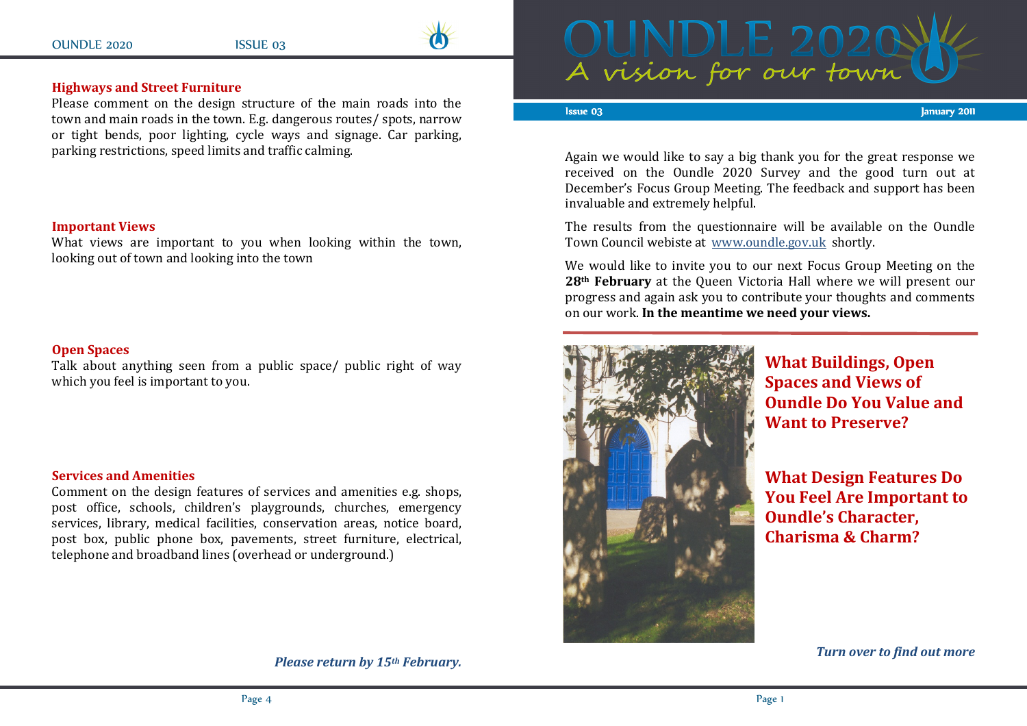## Highways and Street Furniture

Please comment on the design structure of the main roads into the town and main roads in the town. E.g. dangerous routes/ spots, narrow or tight bends, poor lighting, cycle ways and signage. Car parking, parking restrictions, speed limits and traffic calming.

## Important Views

What views are important to you when looking within the town, looking out of town and looking into the town

## Open Spaces

Talk about anything seen from a public space/ public right of way which you feel is important to you.

## Services and Amenities

Comment on the design features of services and amenities e.g. shops, post office, schools, children's playgrounds, churches, emergency services, library, medical facilities, conservation areas, notice board, post box, public phone box, pavements, street furniture, electrical, telephone and broadband lines (overhead or underground.)

***Please return by 15th February.***

# OUNDLE 2020

*A vision for our town*

Issue 03 — January 2011

Again we would like to say a big thank you for the great response we received on the Oundle 2020 Survey and the good turn out at December's Focus Group Meeting. The feedback and support has been invaluable and extremely helpful.

The results from the questionnaire will be available on the Oundle Town Council webiste at www.oundle.gov.uk shortly.

We would like to invite you to our next Focus Group Meeting on the **28th February** at the Queen Victoria Hall where we will present our progress and again ask you to contribute your thoughts and comments on our work. **In the meantime we need your views.**

## What Buildings, Open Spaces and Views of Oundle Do You Value and Want to Preserve?

## What Design Features Do You Feel Are Important to Oundle's Character, Charisma & Charm?

***Turn over to find out more***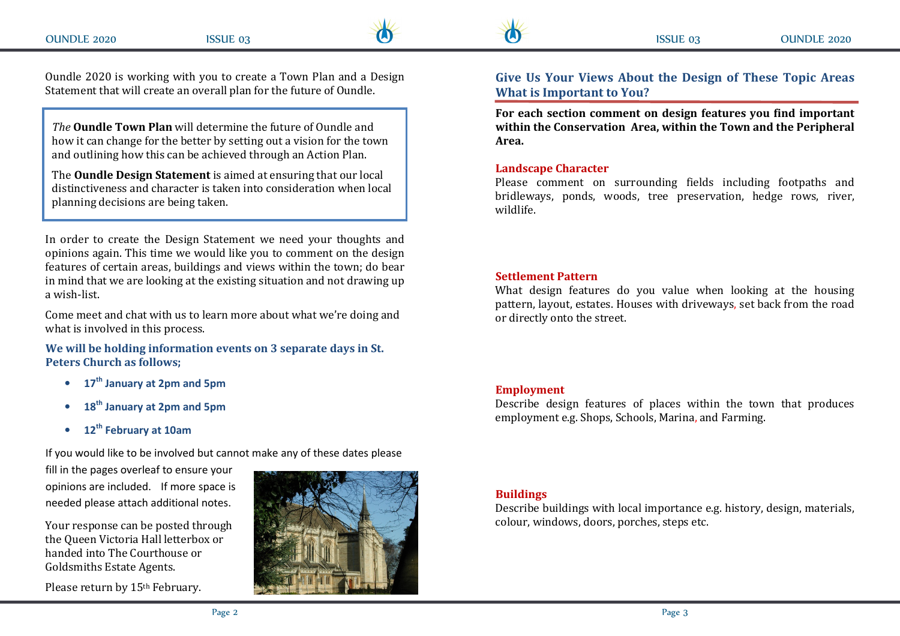Oundle 2020 is working with you to create a Town Plan and a Design Statement that will create an overall plan for the future of Oundle.

*The* **Oundle Town Plan** will determine the future of Oundle and how it can change for the better by setting out a vision for the town and outlining how this can be achieved through an Action Plan.

The **Oundle Design Statement** is aimed at ensuring that our local distinctiveness and character is taken into consideration when local planning decisions are being taken.

In order to create the Design Statement we need your thoughts and opinions again. This time we would like you to comment on the design features of certain areas, buildings and views within the town; do bear in mind that we are looking at the existing situation and not drawing up a wish-list.

Come meet and chat with us to learn more about what we're doing and what is involved in this process.

**We will be holding information events on 3 separate days in St. Peters Church as follows;**

- **17th January at 2pm and 5pm**
- **18th January at 2pm and 5pm**
- **12th February at 10am**

If you would like to be involved but cannot make any of these dates please fill in the pages overleaf to ensure your opinions are included. If more space is needed please attach additional notes.

Your response can be posted through the Queen Victoria Hall letterbox or handed into The Courthouse or Goldsmiths Estate Agents.

Please return by 15th February.

## Give Us Your Views About the Design of These Topic Areas What is Important to You?

**For each section comment on design features you find important within the Conservation Area, within the Town and the Peripheral Area.**

### Landscape Character

Please comment on surrounding fields including footpaths and bridleways, ponds, woods, tree preservation, hedge rows, river, wildlife.

### Settlement Pattern

What design features do you value when looking at the housing pattern, layout, estates. Houses with driveways, set back from the road or directly onto the street.

### Employment

Describe design features of places within the town that produces employment e.g. Shops, Schools, Marina, and Farming.

### Buildings

Describe buildings with local importance e.g. history, design, materials, colour, windows, doors, porches, steps etc.